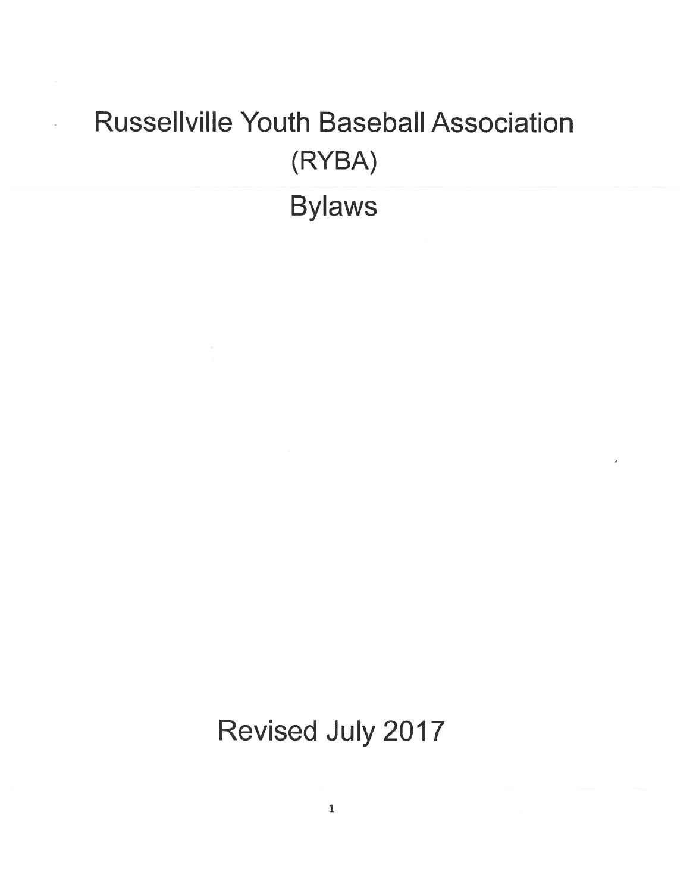# Russellville Youth Baseball Association (RYBA)

# Bylaws

Revised July 2017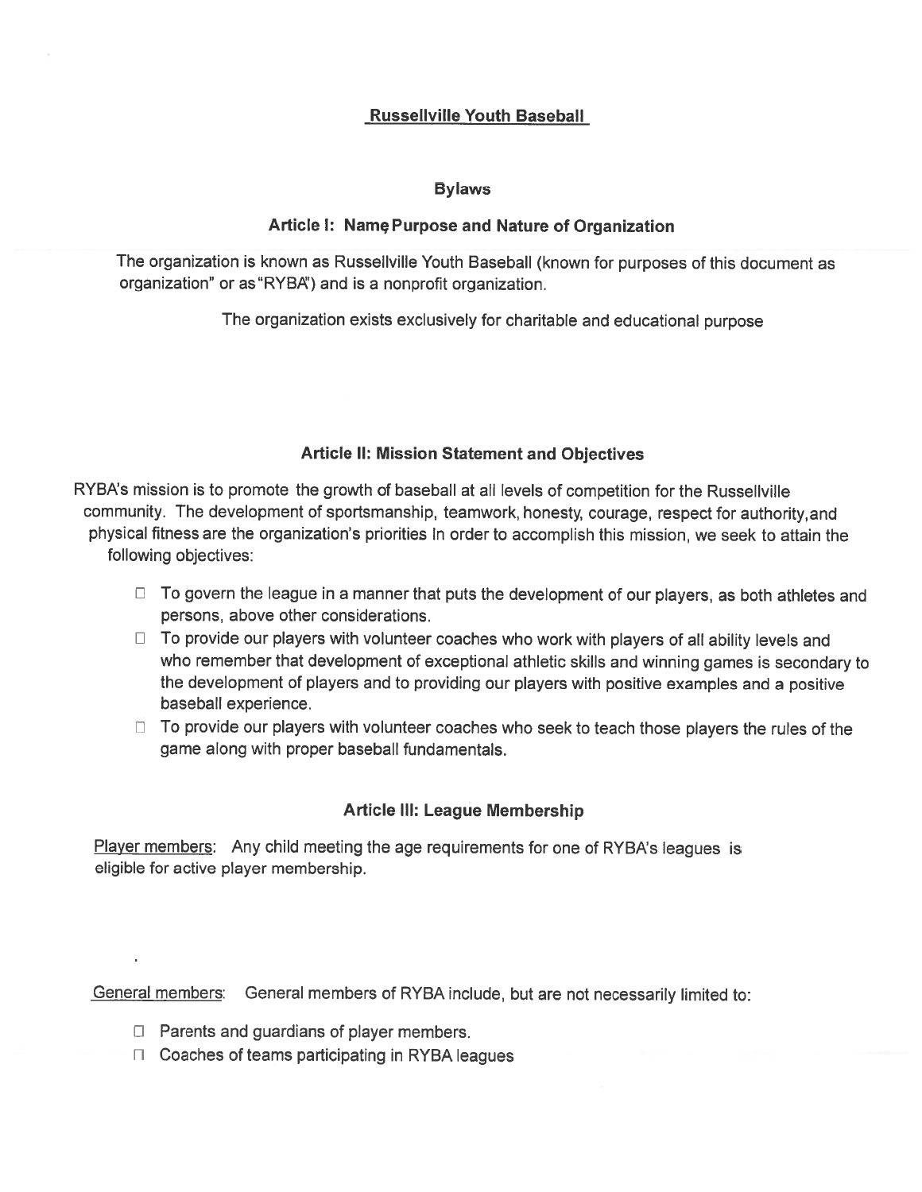## Russellville Youth Baseball

### Bylaws

### Article I: Name Purpose and Nature of Organization

The organization is known as Russellville Youth Baseball (known for purposes of this document as organization" or as "RYBA") and is a nonprofit organization.

The organization exists exclusively for charitable and educational purpose

### Article II: Mission Statement and Objectives

RYBA's mission is to promote the growth of baseball at all levels of competition for the Russellville community. The development of sportsmanship, teamwork, honesty, courage, respect for authority, and physical fitness are the organization's priorities In order to accomplish this mission, we seek to attain the following objectives:

- To govern the league in a manner that puts the development of our players, as both athletes and persons, above other considerations.
- To provide our players with volunteer coaches who work with players of all ability levels and who remember that development of exceptional athletic skills and winning games is secondary to the development of players and to providing our players with positive examples and a positive baseball experience.
- To provide our players with volunteer coaches who seek to teach those players the rules of the game along with proper baseball fundamentals.

### Article III: League Membership

Player members: Any child meeting the age requirements for one of RYBA's leagues is eligible for active player membership.

General members: General members of RYBA include, but are not necessarily limited to:

- Parents and guardians of player members.
- Coaches of teams participating in RYBA leagues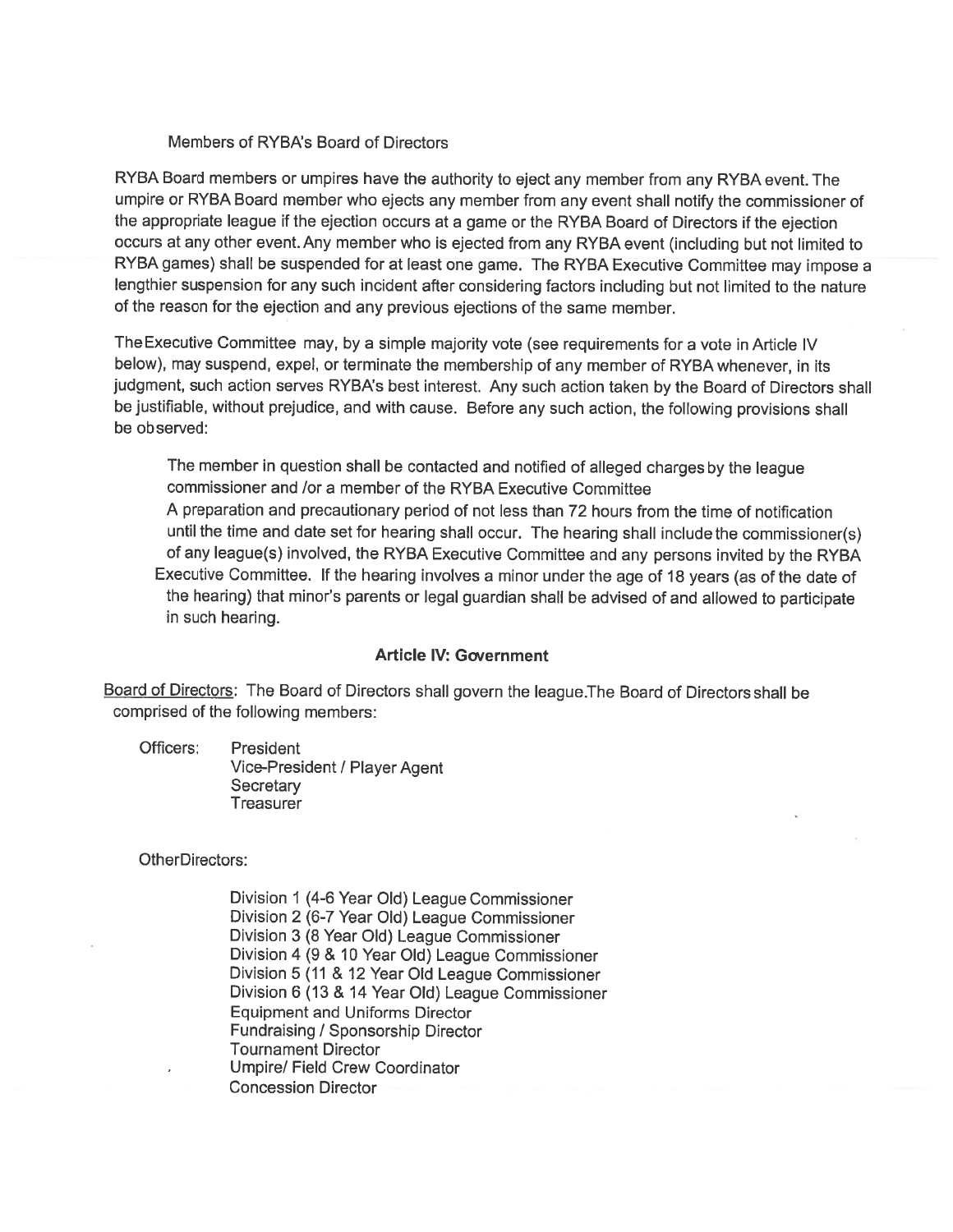Members of RYBA's Board of Directors

RYBA Board members or umpires have the authority to eject any member from any RYBA event. The umpire or RYBA Board member who ejects any member from any event shall notify the commissioner of the appropriate league if the ejection occurs at a game or the RYBA Board of Directors if the ejection occurs at any other event. Any member who is ejected from any RYBA event (including but not limited to RYBA games) shall be suspended for at least one game. The RYBA Executive Committee may impose a lengthier suspension for any such incident after considering factors including but not limited to the nature of the reason for the ejection and any previous ejections of the same member.

The Executive Committee may, by a simple majority vote (see requirements for a vote in Article IV below), may suspend, expel, or terminate the membership of any member of RYBA whenever, in its judgment, such action serves RYBA's best interest. Any such action taken by the Board of Directors shall be justifiable, without prejudice, and with cause. Before any such action, the following provisions shall be observed:

> The member in question shall be contacted and notified of alleged charges by the league commissioner and /or a member of the RYBA Executive Committee
> A preparation and precautionary period of not less than 72 hours from the time of notification until the time and date set for hearing shall occur. The hearing shall include the commissioner(s) of any league(s) involved, the RYBA Executive Committee and any persons invited by the RYBA Executive Committee. If the hearing involves a minor under the age of 18 years (as of the date of the hearing) that minor's parents or legal guardian shall be advised of and allowed to participate in such hearing.

## Article IV: Government

Board of Directors: The Board of Directors shall govern the league. The Board of Directors shall be comprised of the following members:

Officers:
- President
- Vice-President / Player Agent
- Secretary
- Treasurer

Other Directors:
- Division 1 (4-6 Year Old) League Commissioner
- Division 2 (6-7 Year Old) League Commissioner
- Division 3 (8 Year Old) League Commissioner
- Division 4 (9 & 10 Year Old) League Commissioner
- Division 5 (11 & 12 Year Old League Commissioner
- Division 6 (13 & 14 Year Old) League Commissioner
- Equipment and Uniforms Director
- Fundraising / Sponsorship Director
- Tournament Director
- Umpire/ Field Crew Coordinator
- Concession Director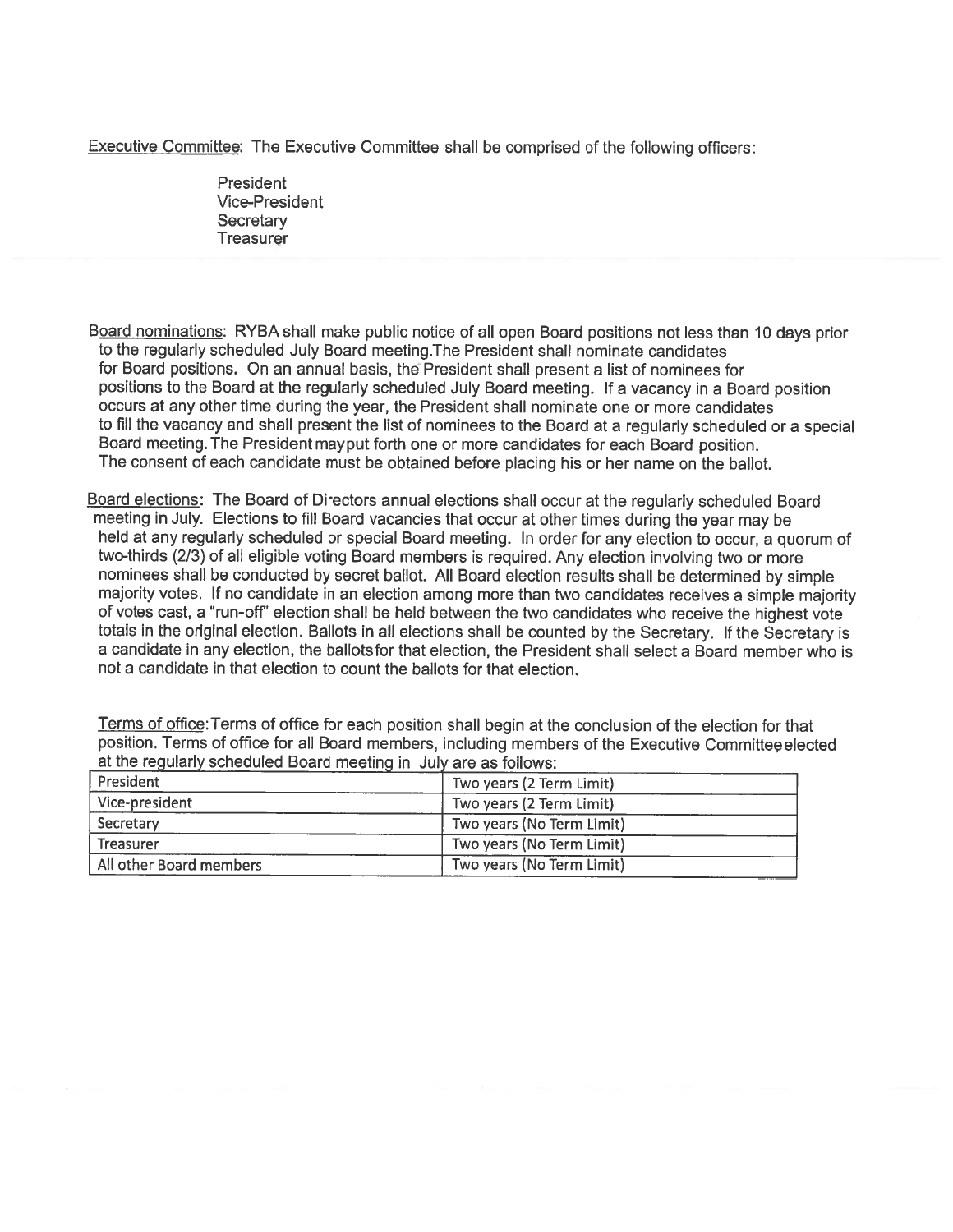Executive Committee: The Executive Committee shall be comprised of the following officers:

President
Vice-President
Secretary
Treasurer

Board nominations: RYBA shall make public notice of all open Board positions not less than 10 days prior to the regularly scheduled July Board meeting.The President shall nominate candidates for Board positions. On an annual basis, the President shall present a list of nominees for positions to the Board at the regularly scheduled July Board meeting. If a vacancy in a Board position occurs at any other time during the year, the President shall nominate one or more candidates to fill the vacancy and shall present the list of nominees to the Board at a regularly scheduled or a special Board meeting. The President mayput forth one or more candidates for each Board position. The consent of each candidate must be obtained before placing his or her name on the ballot.

Board elections: The Board of Directors annual elections shall occur at the regularly scheduled Board meeting in July. Elections to fill Board vacancies that occur at other times during the year may be held at any regularly scheduled or special Board meeting. In order for any election to occur, a quorum of two-thirds (2/3) of all eligible voting Board members is required. Any election involving two or more nominees shall be conducted by secret ballot. All Board election results shall be determined by simple majority votes. If no candidate in an election among more than two candidates receives a simple majority of votes cast, a "run-off" election shall be held between the two candidates who receive the highest vote totals in the original election. Ballots in all elections shall be counted by the Secretary. If the Secretary is a candidate in any election, the ballotsfor that election, the President shall select a Board member who is not a candidate in that election to count the ballots for that election.

Terms of office: Terms of office for each position shall begin at the conclusion of the election for that position. Terms of office for all Board members, including members of the Executive Committee elected at the regularly scheduled Board meeting in July are as follows:

| Position | Term |
|---|---|
| President | Two years (2 Term Limit) |
| Vice-president | Two years (2 Term Limit) |
| Secretary | Two years (No Term Limit) |
| Treasurer | Two years (No Term Limit) |
| All other Board members | Two years (No Term Limit) |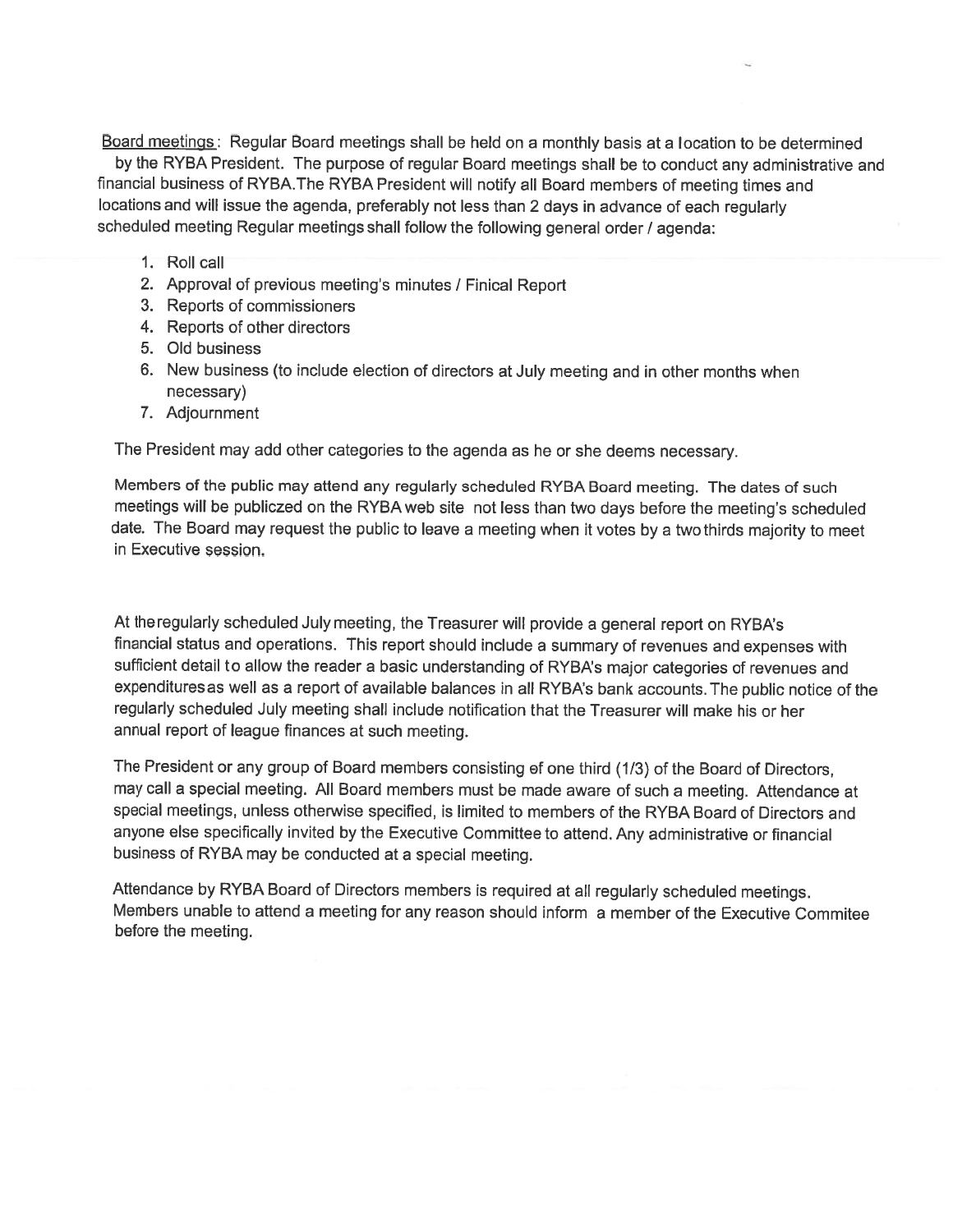<u>Board meetings</u>: Regular Board meetings shall be held on a monthly basis at a location to be determined by the RYBA President. The purpose of regular Board meetings shall be to conduct any administrative and financial business of RYBA.The RYBA President will notify all Board members of meeting times and locations and will issue the agenda, preferably not less than 2 days in advance of each regularly scheduled meeting Regular meetings shall follow the following general order / agenda:

1. Roll call
2. Approval of previous meeting's minutes / Finical Report
3. Reports of commissioners
4. Reports of other directors
5. Old business
6. New business (to include election of directors at July meeting and in other months when necessary)
7. Adjournment

The President may add other categories to the agenda as he or she deems necessary.

Members of the public may attend any regularly scheduled RYBA Board meeting. The dates of such meetings will be publiczed on the RYBA web site not less than two days before the meeting's scheduled date. The Board may request the public to leave a meeting when it votes by a two thirds majority to meet in Executive session.

At the regularly scheduled July meeting, the Treasurer will provide a general report on RYBA's financial status and operations. This report should include a summary of revenues and expenses with sufficient detail to allow the reader a basic understanding of RYBA's major categories of revenues and expenditures as well as a report of available balances in all RYBA's bank accounts. The public notice of the regularly scheduled July meeting shall include notification that the Treasurer will make his or her annual report of league finances at such meeting.

The President or any group of Board members consisting of one third (1/3) of the Board of Directors, may call a special meeting. All Board members must be made aware of such a meeting. Attendance at special meetings, unless otherwise specified, is limited to members of the RYBA Board of Directors and anyone else specifically invited by the Executive Committee to attend. Any administrative or financial business of RYBA may be conducted at a special meeting.

Attendance by RYBA Board of Directors members is required at all regularly scheduled meetings. Members unable to attend a meeting for any reason should inform a member of the Executive Commitee before the meeting.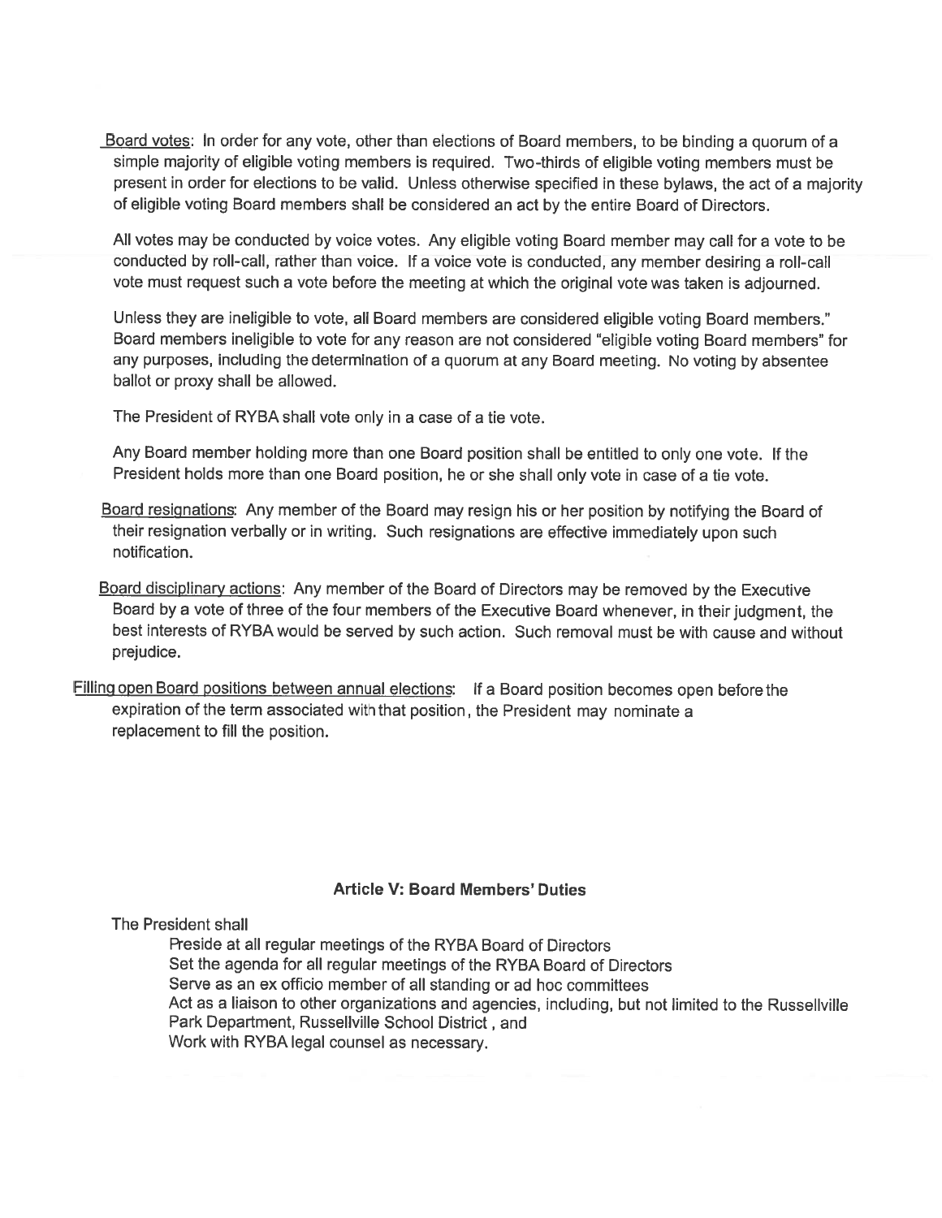Board votes: In order for any vote, other than elections of Board members, to be binding a quorum of a simple majority of eligible voting members is required. Two-thirds of eligible voting members must be present in order for elections to be valid. Unless otherwise specified in these bylaws, the act of a majority of eligible voting Board members shall be considered an act by the entire Board of Directors.

All votes may be conducted by voice votes. Any eligible voting Board member may call for a vote to be conducted by roll-call, rather than voice. If a voice vote is conducted, any member desiring a roll-call vote must request such a vote before the meeting at which the original vote was taken is adjourned.

Unless they are ineligible to vote, all Board members are considered eligible voting Board members." Board members ineligible to vote for any reason are not considered "eligible voting Board members" for any purposes, including the determination of a quorum at any Board meeting. No voting by absentee ballot or proxy shall be allowed.

The President of RYBA shall vote only in a case of a tie vote.

Any Board member holding more than one Board position shall be entitled to only one vote. If the President holds more than one Board position, he or she shall only vote in case of a tie vote.

Board resignations: Any member of the Board may resign his or her position by notifying the Board of their resignation verbally or in writing. Such resignations are effective immediately upon such notification.

Board disciplinary actions: Any member of the Board of Directors may be removed by the Executive Board by a vote of three of the four members of the Executive Board whenever, in their judgment, the best interests of RYBA would be served by such action. Such removal must be with cause and without prejudice.

Filling open Board positions between annual elections: If a Board position becomes open before the expiration of the term associated with that position, the President may nominate a replacement to fill the position.

### Article V: Board Members' Duties

The President shall

- Preside at all regular meetings of the RYBA Board of Directors
- Set the agenda for all regular meetings of the RYBA Board of Directors
- Serve as an ex officio member of all standing or ad hoc committees
- Act as a liaison to other organizations and agencies, including, but not limited to the Russellville Park Department, Russellville School District , and
- Work with RYBA legal counsel as necessary.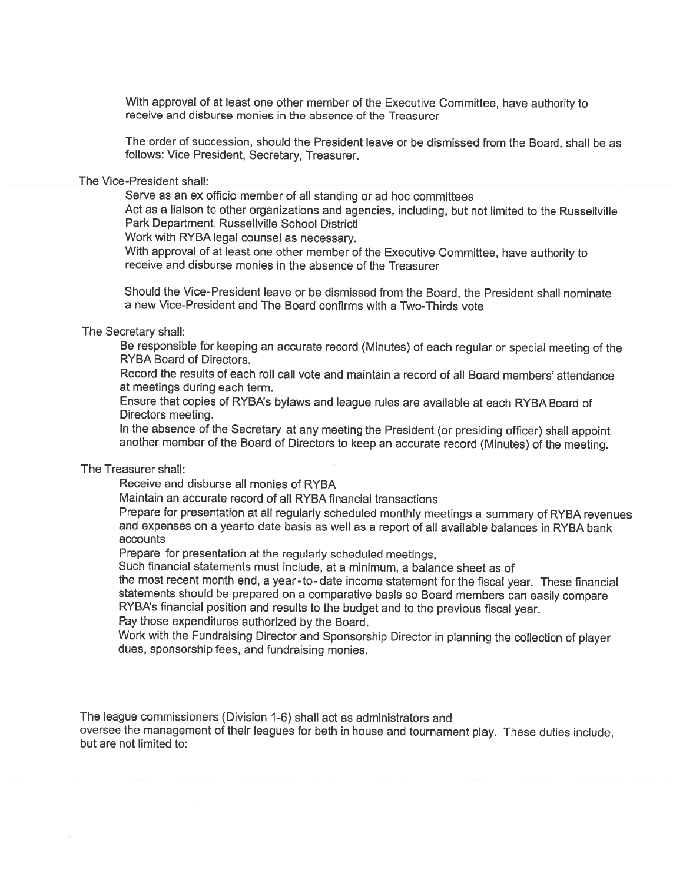With approval of at least one other member of the Executive Committee, have authority to receive and disburse monies in the absence of the Treasurer

The order of succession, should the President leave or be dismissed from the Board, shall be as follows: Vice President, Secretary, Treasurer.

The Vice-President shall:

Serve as an ex officio member of all standing or ad hoc committees

Act as a liaison to other organizations and agencies, including, but not limited to the Russellville Park Department, Russellville School Districtl

Work with RYBA legal counsel as necessary.

With approval of at least one other member of the Executive Committee, have authority to receive and disburse monies in the absence of the Treasurer

Should the Vice-President leave or be dismissed from the Board, the President shall nominate a new Vice-President and The Board confirms with a Two-Thirds vote

The Secretary shall:

Be responsible for keeping an accurate record (Minutes) of each regular or special meeting of the RYBA Board of Directors.

Record the results of each roll call vote and maintain a record of all Board members' attendance at meetings during each term.

Ensure that copies of RYBA's bylaws and league rules are available at each RYBA Board of Directors meeting.

In the absence of the Secretary at any meeting the President (or presiding officer) shall appoint another member of the Board of Directors to keep an accurate record (Minutes) of the meeting.

The Treasurer shall:

Receive and disburse all monies of RYBA

Maintain an accurate record of all RYBA financial transactions

Prepare for presentation at all regularly scheduled monthly meetings a summary of RYBA revenues and expenses on a yearto date basis as well as a report of all available balances in RYBA bank accounts

Prepare for presentation at the regularly scheduled meetings,

Such financial statements must include, at a minimum, a balance sheet as of the most recent month end, a year-to-date income statement for the fiscal year. These financial statements should be prepared on a comparative basis so Board members can easily compare RYBA's financial position and results to the budget and to the previous fiscal year.

Pay those expenditures authorized by the Board.

Work with the Fundraising Director and Sponsorship Director in planning the collection of player dues, sponsorship fees, and fundraising monies.

The league commissioners (Division 1-6) shall act as administrators and oversee the management of their leagues for both in house and tournament play. These duties include, but are not limited to: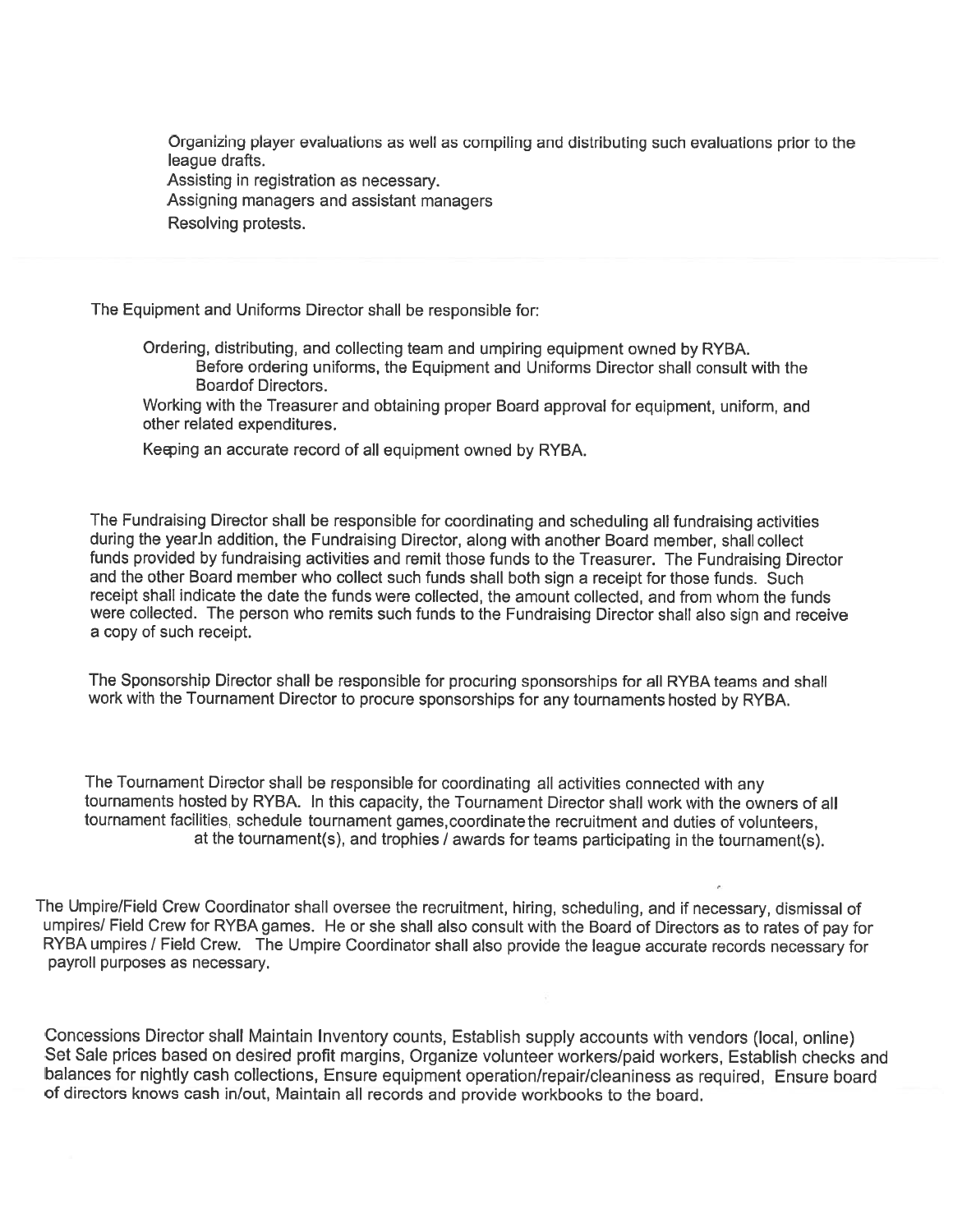Organizing player evaluations as well as compiling and distributing such evaluations prior to the league drafts.
Assisting in registration as necessary.
Assigning managers and assistant managers
Resolving protests.

The Equipment and Uniforms Director shall be responsible for:

Ordering, distributing, and collecting team and umpiring equipment owned by RYBA.
Before ordering uniforms, the Equipment and Uniforms Director shall consult with the Boardof Directors.
Working with the Treasurer and obtaining proper Board approval for equipment, uniform, and other related expenditures.

Keeping an accurate record of all equipment owned by RYBA.

The Fundraising Director shall be responsible for coordinating and scheduling all fundraising activities during the year.In addition, the Fundraising Director, along with another Board member, shall collect funds provided by fundraising activities and remit those funds to the Treasurer. The Fundraising Director and the other Board member who collect such funds shall both sign a receipt for those funds. Such receipt shall indicate the date the funds were collected, the amount collected, and from whom the funds were collected. The person who remits such funds to the Fundraising Director shall also sign and receive a copy of such receipt.

The Sponsorship Director shall be responsible for procuring sponsorships for all RYBA teams and shall work with the Tournament Director to procure sponsorships for any tournaments hosted by RYBA.

The Tournament Director shall be responsible for coordinating all activities connected with any tournaments hosted by RYBA. In this capacity, the Tournament Director shall work with the owners of all tournament facilities, schedule tournament games,coordinate the recruitment and duties of volunteers, at the tournament(s), and trophies / awards for teams participating in the tournament(s).

The Umpire/Field Crew Coordinator shall oversee the recruitment, hiring, scheduling, and if necessary, dismissal of umpires/ Field Crew for RYBA games. He or she shall also consult with the Board of Directors as to rates of pay for RYBA umpires / Field Crew. The Umpire Coordinator shall also provide the league accurate records necessary for payroll purposes as necessary.

Concessions Director shall Maintain Inventory counts, Establish supply accounts with vendors (local, online) Set Sale prices based on desired profit margins, Organize volunteer workers/paid workers, Establish checks and balances for nightly cash collections, Ensure equipment operation/repair/cleaniness as required, Ensure board of directors knows cash in/out, Maintain all records and provide workbooks to the board.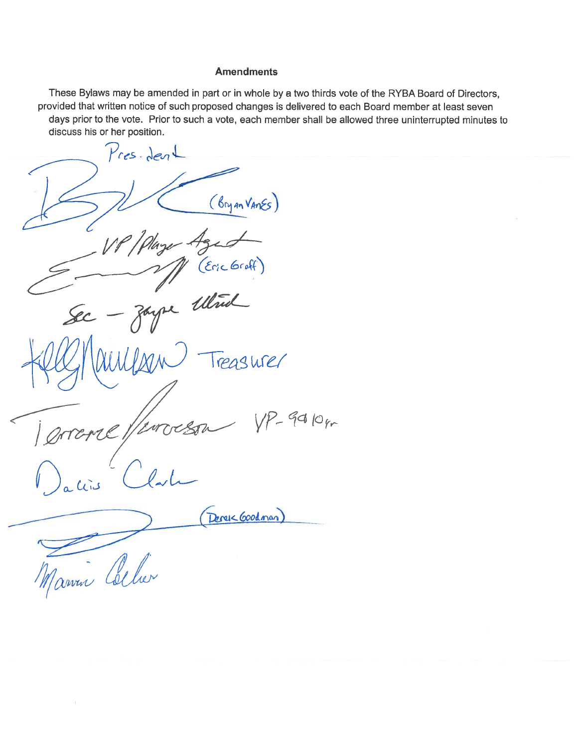## Amendments

These Bylaws may be amended in part or in whole by a two thirds vote of the RYBA Board of Directors, provided that written notice of such proposed changes is delivered to each Board member at least seven days prior to the vote. Prior to such a vote, each member shall be allowed three uninterrupted minutes to discuss his or her position.

President

(Bryan Vanes)

VP/Player Agent

(Eric Graff)

Sec – Jayne Ulrich

Kelly Naumann Treasurer

Terrence Ferguson VP – 9 & 10 yr

Dallis Clark

(Derek Goodman)

Marvin Colker